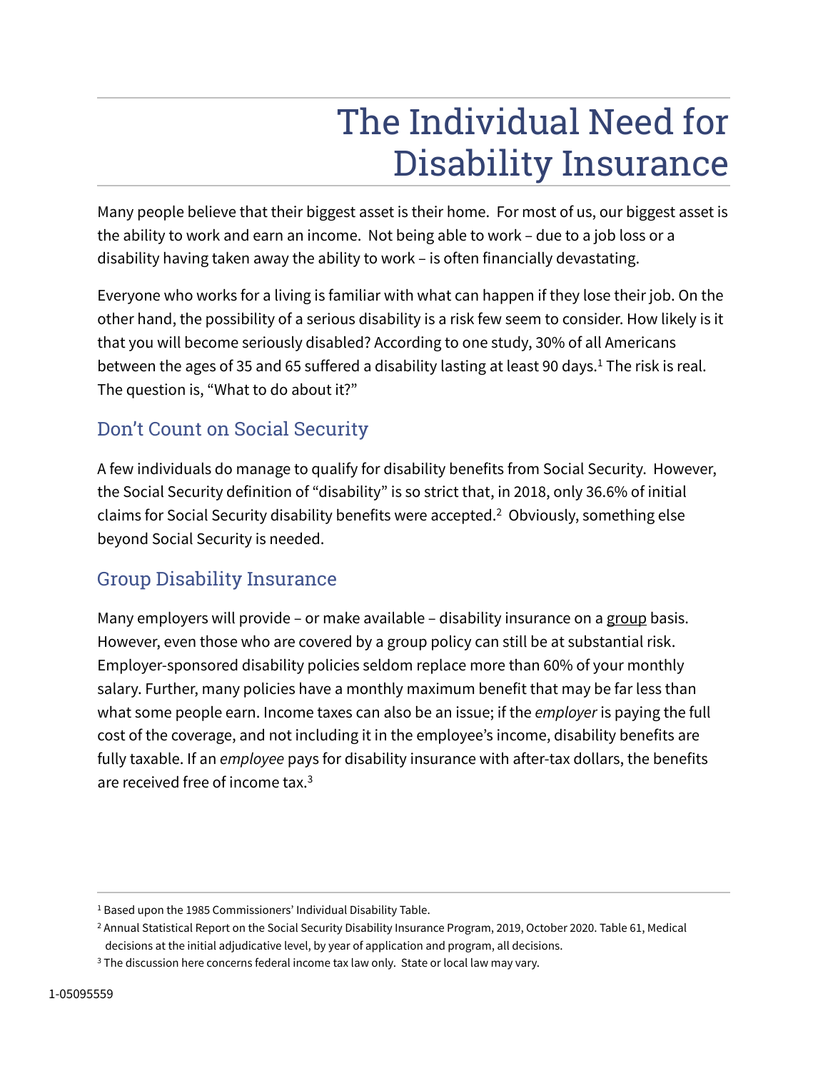# The Individual Need for Disability Insurance

Many people believe that their biggest asset is their home. For most of us, our biggest asset is the ability to work and earn an income. Not being able to work – due to a job loss or a disability having taken away the ability to work – is often financially devastating.

Everyone who works for a living is familiar with what can happen if they lose their job. On the other hand, the possibility of a serious disability is a risk few seem to consider. How likely is it that you will become seriously disabled? According to one study, 30% of all Americans between the ages of 35 and 65 suffered a disability lasting at least 90 days.[1] The risk is real. The question is, "What to do about it?"

## Don't Count on Social Security

A few individuals do manage to qualify for disability benefits from Social Security. However, the Social Security definition of "disability" is so strict that, in 2018, only 36.6% of initial claims for Social Security disability benefits were accepted.[2] Obviously, something else beyond Social Security is needed.

## Group Disability Insurance

Many employers will provide – or make available – disability insurance on a <u>group</u> basis. However, even those who are covered by a group policy can still be at substantial risk. Employer-sponsored disability policies seldom replace more than 60% of your monthly salary. Further, many policies have a monthly maximum benefit that may be far less than what some people earn. Income taxes can also be an issue; if the *employer* is paying the full cost of the coverage, and not including it in the employee's income, disability benefits are fully taxable. If an *employee* pays for disability insurance with after-tax dollars, the benefits are received free of income tax.[3]

---

[1] Based upon the 1985 Commissioners' Individual Disability Table.

[2] Annual Statistical Report on the Social Security Disability Insurance Program, 2019, October 2020. Table 61, Medical decisions at the initial adjudicative level, by year of application and program, all decisions.

[3] The discussion here concerns federal income tax law only. State or local law may vary.

1-05095559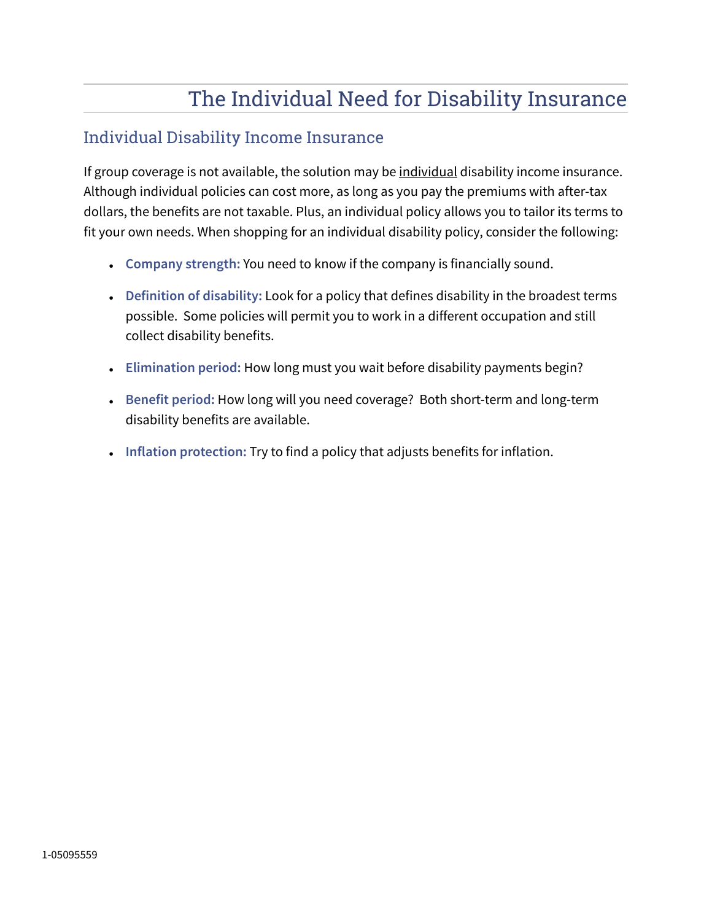# The Individual Need for Disability Insurance

## Individual Disability Income Insurance

If group coverage is not available, the solution may be individual disability income insurance. Although individual policies can cost more, as long as you pay the premiums with after-tax dollars, the benefits are not taxable. Plus, an individual policy allows you to tailor its terms to fit your own needs. When shopping for an individual disability policy, consider the following:

- **Company strength:** You need to know if the company is financially sound.
- **Definition of disability:** Look for a policy that defines disability in the broadest terms possible. Some policies will permit you to work in a different occupation and still collect disability benefits.
- **Elimination period:** How long must you wait before disability payments begin?
- **Benefit period:** How long will you need coverage? Both short-term and long-term disability benefits are available.
- **Inflation protection:** Try to find a policy that adjusts benefits for inflation.

1-05095559